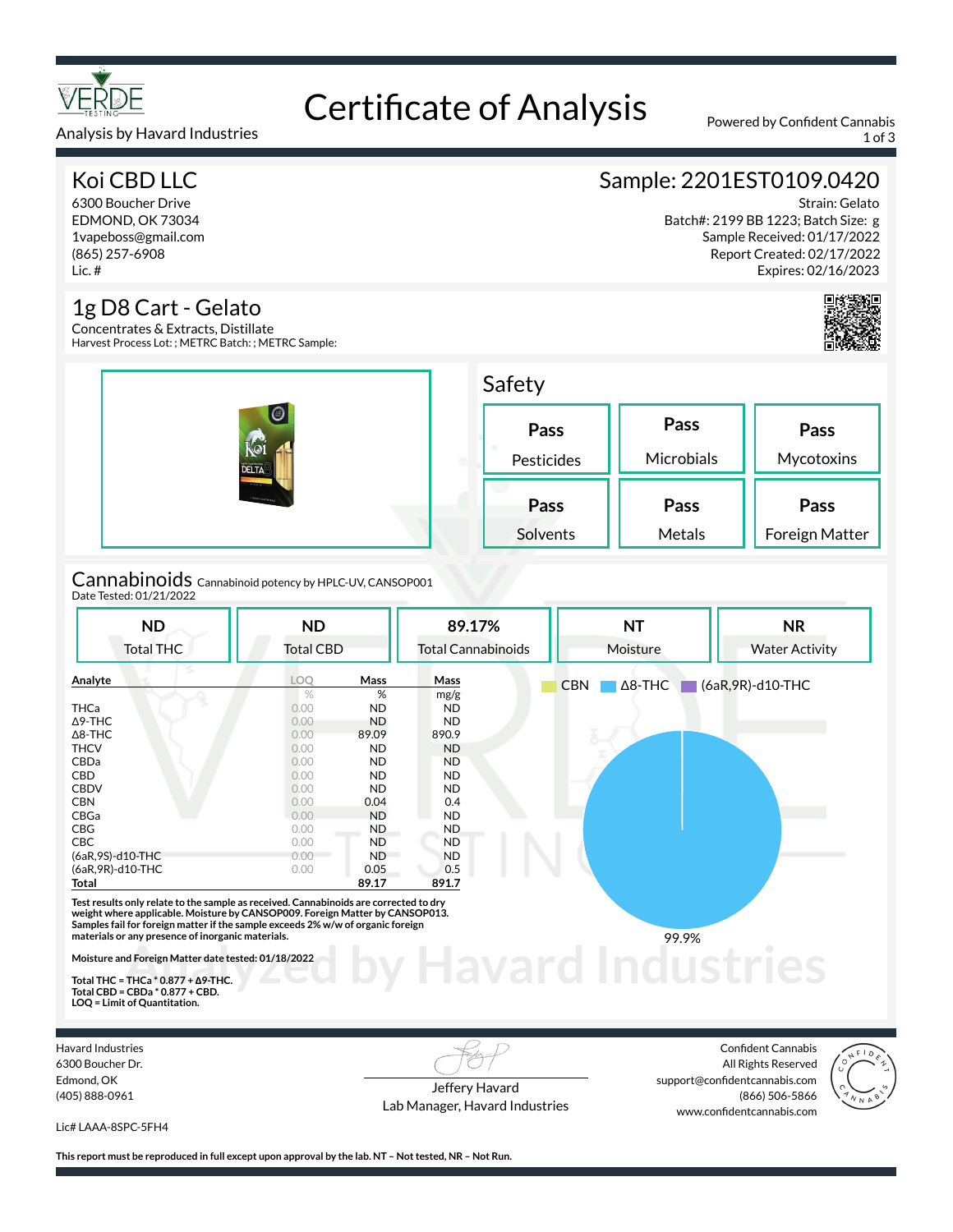# Certificate of Analysis

Analysis by Havard Industries

Powered by Confident Cannabis

## Koi CBD LLC

6300 Boucher Drive
EDMOND, OK 73034
1vapeboss@gmail.com
(865) 257-6908
Lic. #

## Sample: 2201EST0109.0420

Strain: Gelato
Batch#: 2199 BB 1223; Batch Size: g
Sample Received: 01/17/2022
Report Created: 02/17/2022
Expires: 02/16/2023

## 1g D8 Cart - Gelato

Concentrates & Extracts, Distillate
Harvest Process Lot: ; METRC Batch: ; METRC Sample:

## Safety

| Pass | Pass | Pass |
|---|---|---|
| Pesticides | Microbials | Mycotoxins |
| **Pass** | **Pass** | **Pass** |
| Solvents | Metals | Foreign Matter |

## Cannabinoids

Cannabinoid potency by HPLC-UV, CANSOP001
Date Tested: 01/21/2022

| ND | ND | 89.17% | NT | NR |
|---|---|---|---|---|
| Total THC | Total CBD | Total Cannabinoids | Moisture | Water Activity |

| Analyte | LOQ | Mass | Mass |
|---|---|---|---|
| | % | % | mg/g |
| THCa | 0.00 | ND | ND |
| Δ9-THC | 0.00 | ND | ND |
| Δ8-THC | 0.00 | 89.09 | 890.9 |
| THCV | 0.00 | ND | ND |
| CBDa | 0.00 | ND | ND |
| CBD | 0.00 | ND | ND |
| CBDV | 0.00 | ND | ND |
| CBN | 0.00 | 0.04 | 0.4 |
| CBGa | 0.00 | ND | ND |
| CBG | 0.00 | ND | ND |
| CBC | 0.00 | ND | ND |
| (6aR,9S)-d10-THC | 0.00 | ND | ND |
| (6aR,9R)-d10-THC | 0.00 | 0.05 | 0.5 |
| **Total** | | **89.17** | **891.7** |

CBN  Δ8-THC  (6aR,9R)-d10-THC

99.9%

**Test results only relate to the sample as received. Cannabinoids are corrected to dry weight where applicable. Moisture by CANSOP009. Foreign Matter by CANSOP013. Samples fail for foreign matter if the sample exceeds 2% w/w of organic foreign materials or any presence of inorganic materials.**

**Moisture and Foreign Matter date tested: 01/18/2022**

**Total THC = THCa * 0.877 + Δ9-THC.**
**Total CBD = CBDa * 0.877 + CBD.**
**LOQ = Limit of Quantitation.**

Havard Industries
6300 Boucher Dr.
Edmond, OK
(405) 888-0961

Lic# LAAA-8SPC-5FH4

Jeffery Havard
Lab Manager, Havard Industries

Confident Cannabis
All Rights Reserved
support@confidentcannabis.com
(866) 506-5866
www.confidentcannabis.com

**This report must be reproduced in full except upon approval by the lab. NT – Not tested, NR – Not Run.**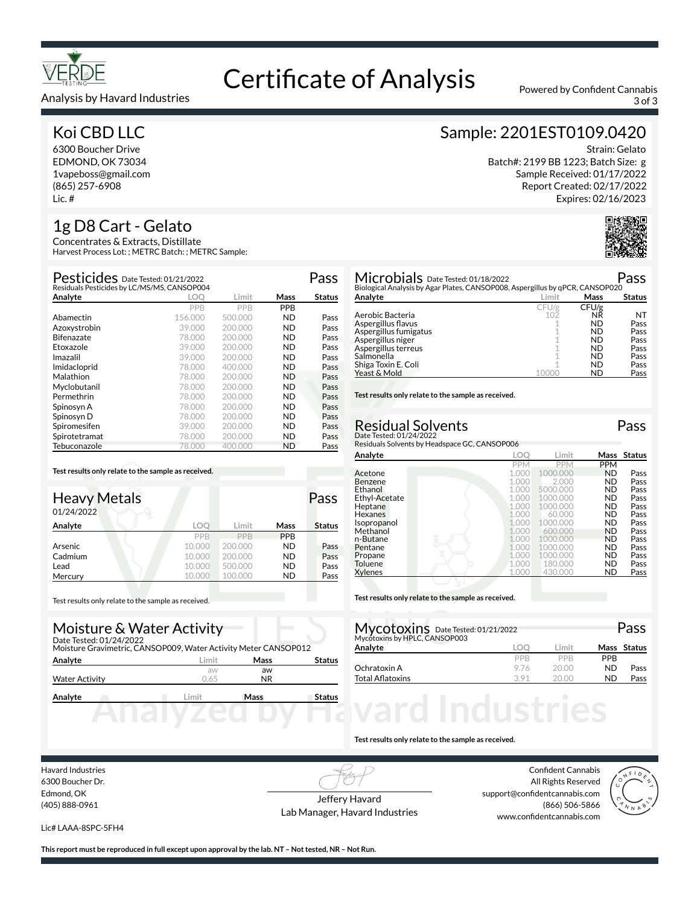Analysis by Havard Industries

# Certificate of Analysis

Powered by Confident Cannabis

## Koi CBD LLC

6300 Boucher Drive
EDMOND, OK 73034
1vapeboss@gmail.com
(865) 257-6908
Lic. #

## Sample: 2201EST0109.0420

Strain: Gelato
Batch#: 2199 BB 1223; Batch Size: g
Sample Received: 01/17/2022
Report Created: 02/17/2022
Expires: 02/16/2023

## 1g D8 Cart - Gelato

Concentrates & Extracts, Distillate
Harvest Process Lot: ; METRC Batch: ; METRC Sample:

### Pesticides — Pass

Date Tested: 01/21/2022
Residuals Pesticides by LC/MS/MS, CANSOP004

| Analyte | LOQ | Limit | Mass | Status |
|---|---|---|---|---|
| | PPB | PPB | PPB | |
| Abamectin | 156.000 | 500.000 | ND | Pass |
| Azoxystrobin | 39.000 | 200.000 | ND | Pass |
| Bifenazate | 78.000 | 200.000 | ND | Pass |
| Etoxazole | 39.000 | 200.000 | ND | Pass |
| Imazalil | 39.000 | 200.000 | ND | Pass |
| Imidacloprid | 78.000 | 400.000 | ND | Pass |
| Malathion | 78.000 | 200.000 | ND | Pass |
| Myclobutanil | 78.000 | 200.000 | ND | Pass |
| Permethrin | 78.000 | 200.000 | ND | Pass |
| Spinosyn A | 78.000 | 200.000 | ND | Pass |
| Spinosyn D | 78.000 | 200.000 | ND | Pass |
| Spiromesifen | 39.000 | 200.000 | ND | Pass |
| Spirotetramat | 78.000 | 200.000 | ND | Pass |
| Tebuconazole | 78.000 | 400.000 | ND | Pass |

**Test results only relate to the sample as received.**

### Microbials — Pass

Date Tested: 01/18/2022
Biological Analysis by Agar Plates, CANSOP008, Aspergillus by qPCR, CANSOP020

| Analyte | Limit | Mass | Status |
|---|---|---|---|
| | CFU/g | CFU/g | |
| Aerobic Bacteria | 102 | NR | NT |
| Aspergillus flavus | 1 | ND | Pass |
| Aspergillus fumigatus | 1 | ND | Pass |
| Aspergillus niger | 1 | ND | Pass |
| Aspergillus terreus | 1 | ND | Pass |
| Salmonella | 1 | ND | Pass |
| Shiga Toxin E. Coli | 1 | ND | Pass |
| Yeast & Mold | 10000 | ND | Pass |

**Test results only relate to the sample as received.**

### Heavy Metals — Pass

01/24/2022

| Analyte | LOQ | Limit | Mass | Status |
|---|---|---|---|---|
| | PPB | PPB | PPB | |
| Arsenic | 10.000 | 200.000 | ND | Pass |
| Cadmium | 10.000 | 200.000 | ND | Pass |
| Lead | 10.000 | 500.000 | ND | Pass |
| Mercury | 10.000 | 100.000 | ND | Pass |

Test results only relate to the sample as received.

### Residual Solvents — Pass

Date Tested: 01/24/2022
Residuals Solvents by Headspace GC, CANSOP006

| Analyte | LOQ | Limit | Mass | Status |
|---|---|---|---|---|
| | PPM | PPM | PPM | |
| Acetone | 1.000 | 1000.000 | ND | Pass |
| Benzene | 1.000 | 2.000 | ND | Pass |
| Ethanol | 1.000 | 5000.000 | ND | Pass |
| Ethyl-Acetate | 1.000 | 1000.000 | ND | Pass |
| Heptane | 1.000 | 1000.000 | ND | Pass |
| Hexanes | 1.000 | 60.000 | ND | Pass |
| Isopropanol | 1.000 | 1000.000 | ND | Pass |
| Methanol | 1.000 | 600.000 | ND | Pass |
| n-Butane | 1.000 | 1000.000 | ND | Pass |
| Pentane | 1.000 | 1000.000 | ND | Pass |
| Propane | 1.000 | 1000.000 | ND | Pass |
| Toluene | 1.000 | 180.000 | ND | Pass |
| Xylenes | 1.000 | 430.000 | ND | Pass |

**Test results only relate to the sample as received.**

### Moisture & Water Activity

Date Tested: 01/24/2022
Moisture Gravimetric, CANSOP009, Water Activity Meter CANSOP012

| Analyte | Limit | Mass | Status |
|---|---|---|---|
| | aw | aw | |
| Water Activity | 0.65 | NR | |

| Analyte | Limit | Mass | Status |
|---|---|---|---|

### Mycotoxins — Pass

Date Tested: 01/21/2022
Mycotoxins by HPLC, CANSOP003

| Analyte | LOQ | Limit | Mass | Status |
|---|---|---|---|---|
| | PPB | PPB | PPB | |
| Ochratoxin A | 9.76 | 20.00 | ND | Pass |
| Total Aflatoxins | 3.91 | 20.00 | ND | Pass |

**Test results only relate to the sample as received.**

Havard Industries
6300 Boucher Dr.
Edmond, OK
(405) 888-0961

Lic# LAAA-8SPC-5FH4

Jeffery Havard
Lab Manager, Havard Industries

Confident Cannabis
All Rights Reserved
support@confidentcannabis.com
(866) 506-5866
www.confidentcannabis.com

**This report must be reproduced in full except upon approval by the lab. NT – Not tested, NR – Not Run.**